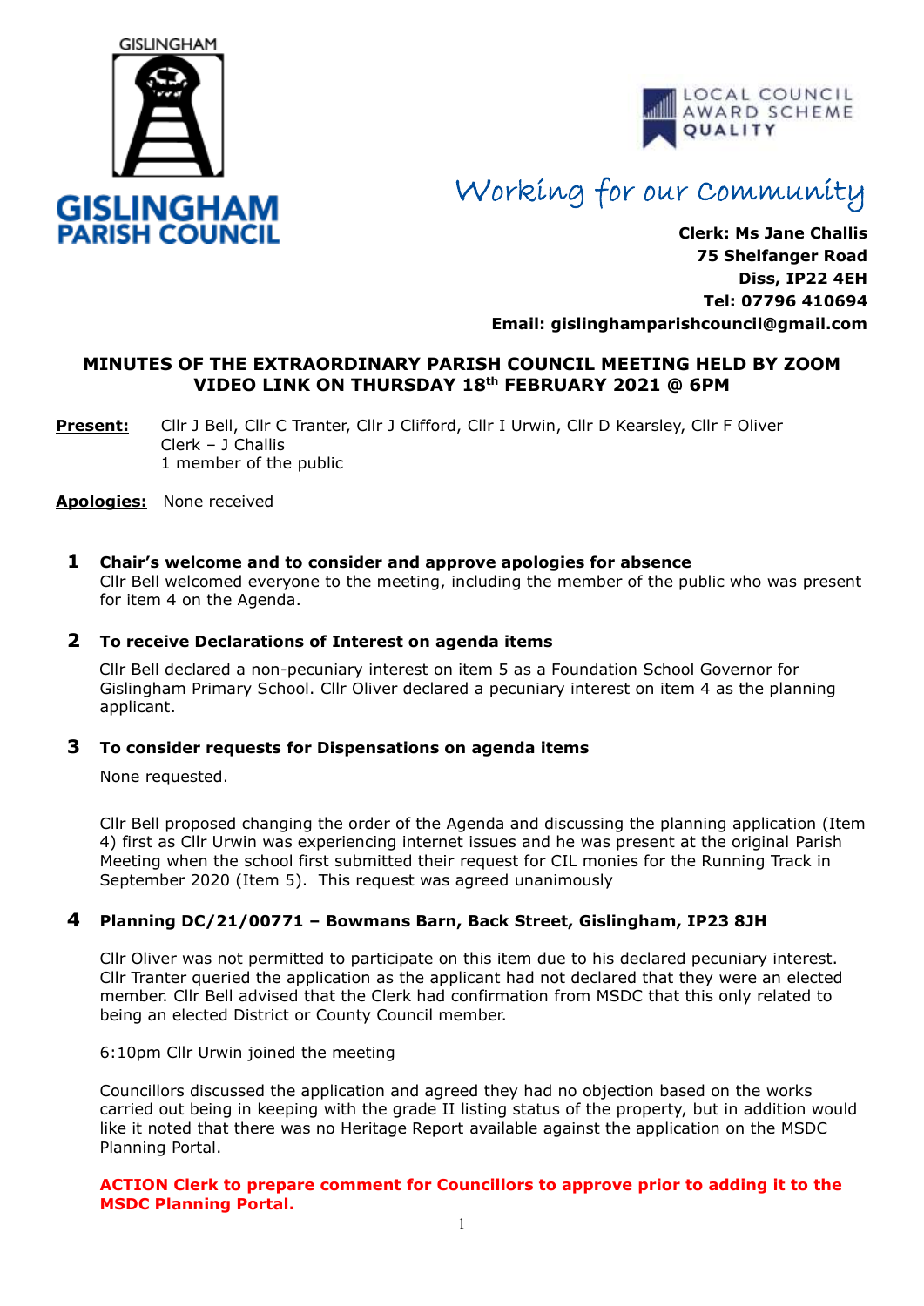GISLINGHAM

**GISLINGHAM PARISH COUNCIL**

LOCAL COUNCIL AWARD SCHEME **QUALITY**

*Working for our Community*

**Clerk: Ms Jane Challis**
**75 Shelfanger Road**
**Diss, IP22 4EH**
**Tel: 07796 410694**
**Email: gislinghamparishcouncil@gmail.com**

## MINUTES OF THE EXTRAORDINARY PARISH COUNCIL MEETING HELD BY ZOOM VIDEO LINK ON THURSDAY 18th FEBRUARY 2021 @ 6PM

**Present:** Cllr J Bell, Cllr C Tranter, Cllr J Clifford, Cllr I Urwin, Cllr D Kearsley, Cllr F Oliver
Clerk – J Challis
1 member of the public

**Apologies:** None received

### 1 Chair's welcome and to consider and approve apologies for absence

Cllr Bell welcomed everyone to the meeting, including the member of the public who was present for item 4 on the Agenda.

### 2 To receive Declarations of Interest on agenda items

Cllr Bell declared a non-pecuniary interest on item 5 as a Foundation School Governor for Gislingham Primary School. Cllr Oliver declared a pecuniary interest on item 4 as the planning applicant.

### 3 To consider requests for Dispensations on agenda items

None requested.

Cllr Bell proposed changing the order of the Agenda and discussing the planning application (Item 4) first as Cllr Urwin was experiencing internet issues and he was present at the original Parish Meeting when the school first submitted their request for CIL monies for the Running Track in September 2020 (Item 5). This request was agreed unanimously

### 4 Planning DC/21/00771 – Bowmans Barn, Back Street, Gislingham, IP23 8JH

Cllr Oliver was not permitted to participate on this item due to his declared pecuniary interest. Cllr Tranter queried the application as the applicant had not declared that they were an elected member. Cllr Bell advised that the Clerk had confirmation from MSDC that this only related to being an elected District or County Council member.

6:10pm Cllr Urwin joined the meeting

Councillors discussed the application and agreed they had no objection based on the works carried out being in keeping with the grade II listing status of the property, but in addition would like it noted that there was no Heritage Report available against the application on the MSDC Planning Portal.

**ACTION Clerk to prepare comment for Councillors to approve prior to adding it to the MSDC Planning Portal.**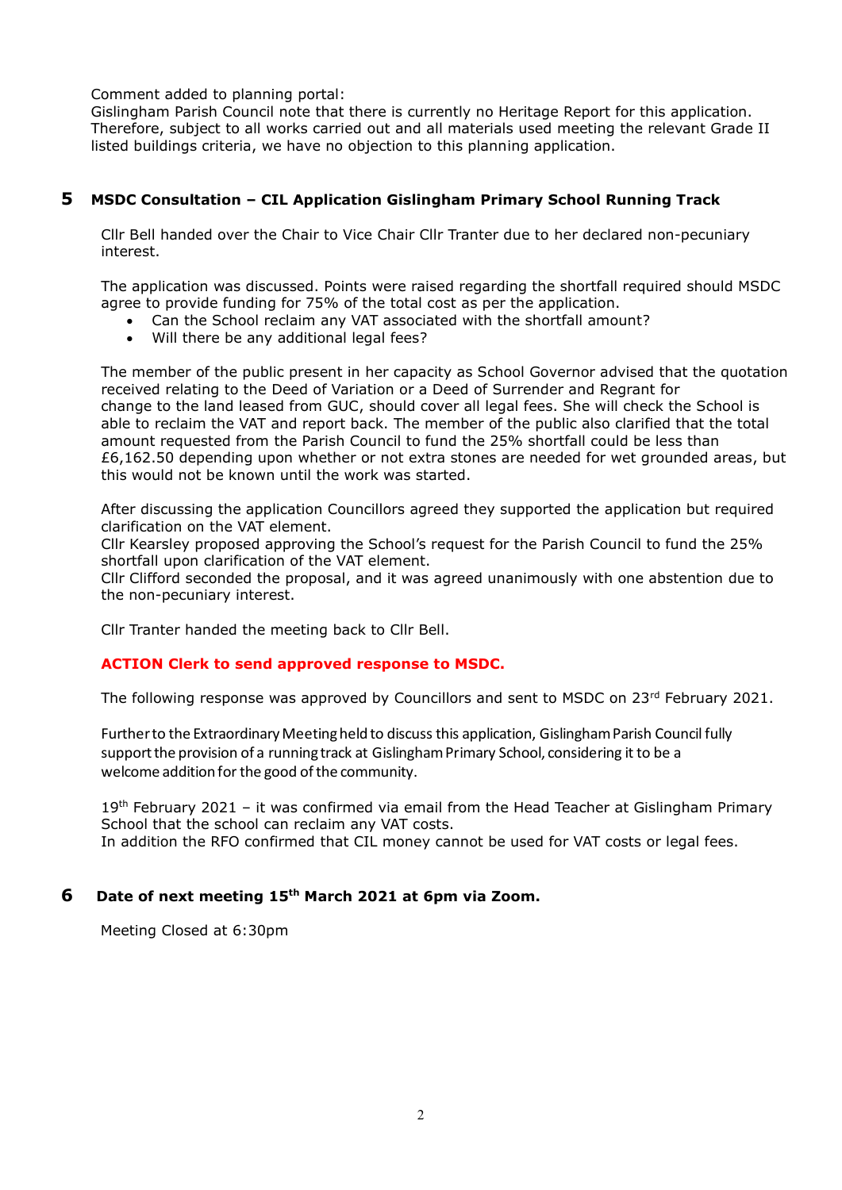Comment added to planning portal:
Gislingham Parish Council note that there is currently no Heritage Report for this application. Therefore, subject to all works carried out and all materials used meeting the relevant Grade II listed buildings criteria, we have no objection to this planning application.

## 5 MSDC Consultation – CIL Application Gislingham Primary School Running Track

Cllr Bell handed over the Chair to Vice Chair Cllr Tranter due to her declared non-pecuniary interest.

The application was discussed. Points were raised regarding the shortfall required should MSDC agree to provide funding for 75% of the total cost as per the application.

- Can the School reclaim any VAT associated with the shortfall amount?
- Will there be any additional legal fees?

The member of the public present in her capacity as School Governor advised that the quotation received relating to the Deed of Variation or a Deed of Surrender and Regrant for change to the land leased from GUC, should cover all legal fees. She will check the School is able to reclaim the VAT and report back. The member of the public also clarified that the total amount requested from the Parish Council to fund the 25% shortfall could be less than £6,162.50 depending upon whether or not extra stones are needed for wet grounded areas, but this would not be known until the work was started.

After discussing the application Councillors agreed they supported the application but required clarification on the VAT element.
Cllr Kearsley proposed approving the School's request for the Parish Council to fund the 25% shortfall upon clarification of the VAT element.
Cllr Clifford seconded the proposal, and it was agreed unanimously with one abstention due to the non-pecuniary interest.

Cllr Tranter handed the meeting back to Cllr Bell.

**ACTION Clerk to send approved response to MSDC.**

The following response was approved by Councillors and sent to MSDC on 23rd February 2021.

Further to the Extraordinary Meeting held to discuss this application, Gislingham Parish Council fully support the provision of a running track at Gislingham Primary School, considering it to be a welcome addition for the good of the community.

19th February 2021 – it was confirmed via email from the Head Teacher at Gislingham Primary School that the school can reclaim any VAT costs.
In addition the RFO confirmed that CIL money cannot be used for VAT costs or legal fees.

## 6 Date of next meeting 15th March 2021 at 6pm via Zoom.

Meeting Closed at 6:30pm